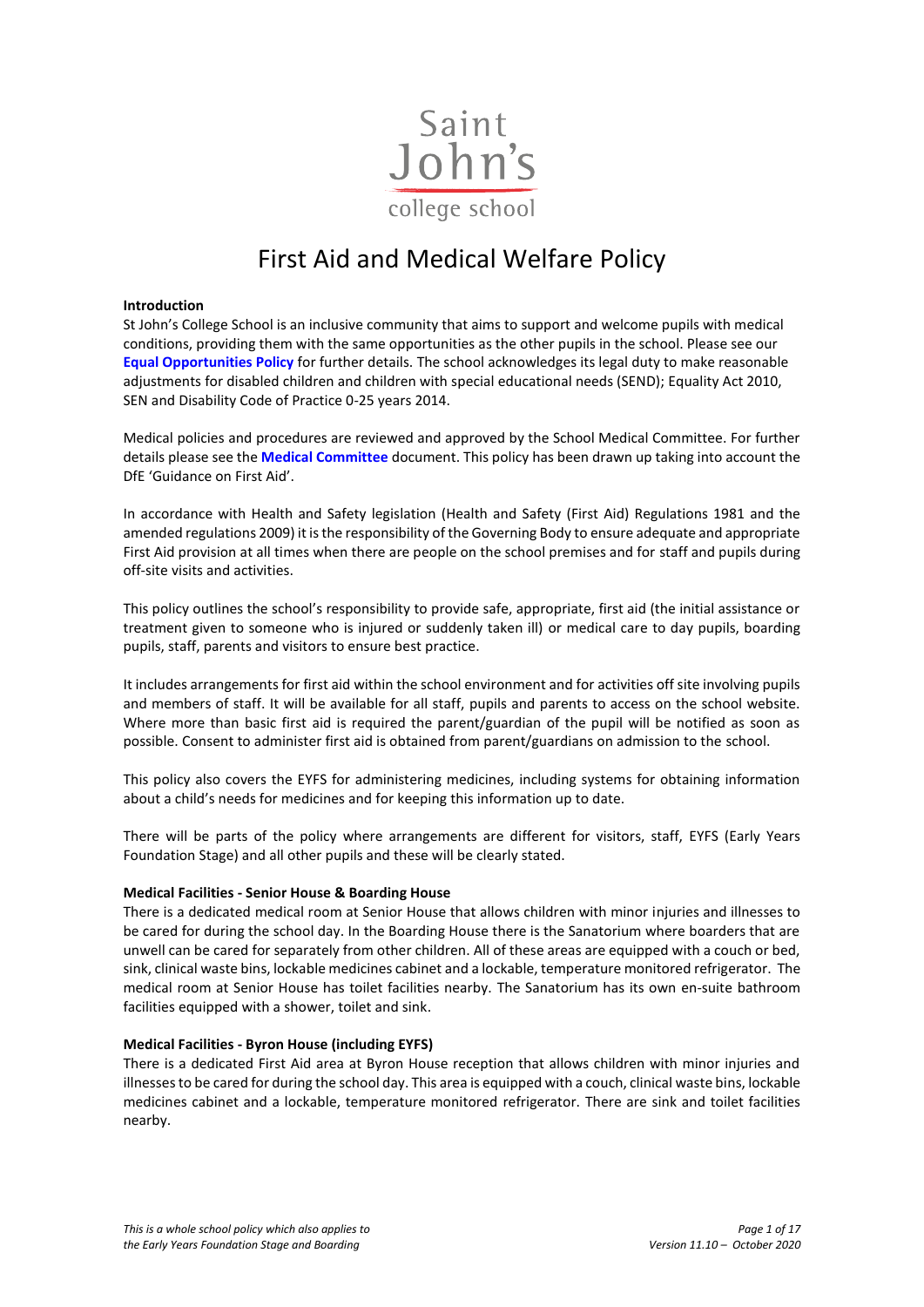Saint John's college school

# First Aid and Medical Welfare Policy

**Introduction**

St John's College School is an inclusive community that aims to support and welcome pupils with medical conditions, providing them with the same opportunities as the other pupils in the school. Please see our **Equal Opportunities Policy** for further details. The school acknowledges its legal duty to make reasonable adjustments for disabled children and children with special educational needs (SEND); Equality Act 2010, SEN and Disability Code of Practice 0-25 years 2014.

Medical policies and procedures are reviewed and approved by the School Medical Committee. For further details please see the **Medical Committee** document. This policy has been drawn up taking into account the DfE 'Guidance on First Aid'.

In accordance with Health and Safety legislation (Health and Safety (First Aid) Regulations 1981 and the amended regulations 2009) it is the responsibility of the Governing Body to ensure adequate and appropriate First Aid provision at all times when there are people on the school premises and for staff and pupils during off-site visits and activities.

This policy outlines the school's responsibility to provide safe, appropriate, first aid (the initial assistance or treatment given to someone who is injured or suddenly taken ill) or medical care to day pupils, boarding pupils, staff, parents and visitors to ensure best practice.

It includes arrangements for first aid within the school environment and for activities off site involving pupils and members of staff. It will be available for all staff, pupils and parents to access on the school website. Where more than basic first aid is required the parent/guardian of the pupil will be notified as soon as possible. Consent to administer first aid is obtained from parent/guardians on admission to the school.

This policy also covers the EYFS for administering medicines, including systems for obtaining information about a child's needs for medicines and for keeping this information up to date.

There will be parts of the policy where arrangements are different for visitors, staff, EYFS (Early Years Foundation Stage) and all other pupils and these will be clearly stated.

**Medical Facilities - Senior House & Boarding House**

There is a dedicated medical room at Senior House that allows children with minor injuries and illnesses to be cared for during the school day. In the Boarding House there is the Sanatorium where boarders that are unwell can be cared for separately from other children. All of these areas are equipped with a couch or bed, sink, clinical waste bins, lockable medicines cabinet and a lockable, temperature monitored refrigerator. The medical room at Senior House has toilet facilities nearby. The Sanatorium has its own en-suite bathroom facilities equipped with a shower, toilet and sink.

**Medical Facilities - Byron House (including EYFS)**

There is a dedicated First Aid area at Byron House reception that allows children with minor injuries and illnesses to be cared for during the school day. This area is equipped with a couch, clinical waste bins, lockable medicines cabinet and a lockable, temperature monitored refrigerator. There are sink and toilet facilities nearby.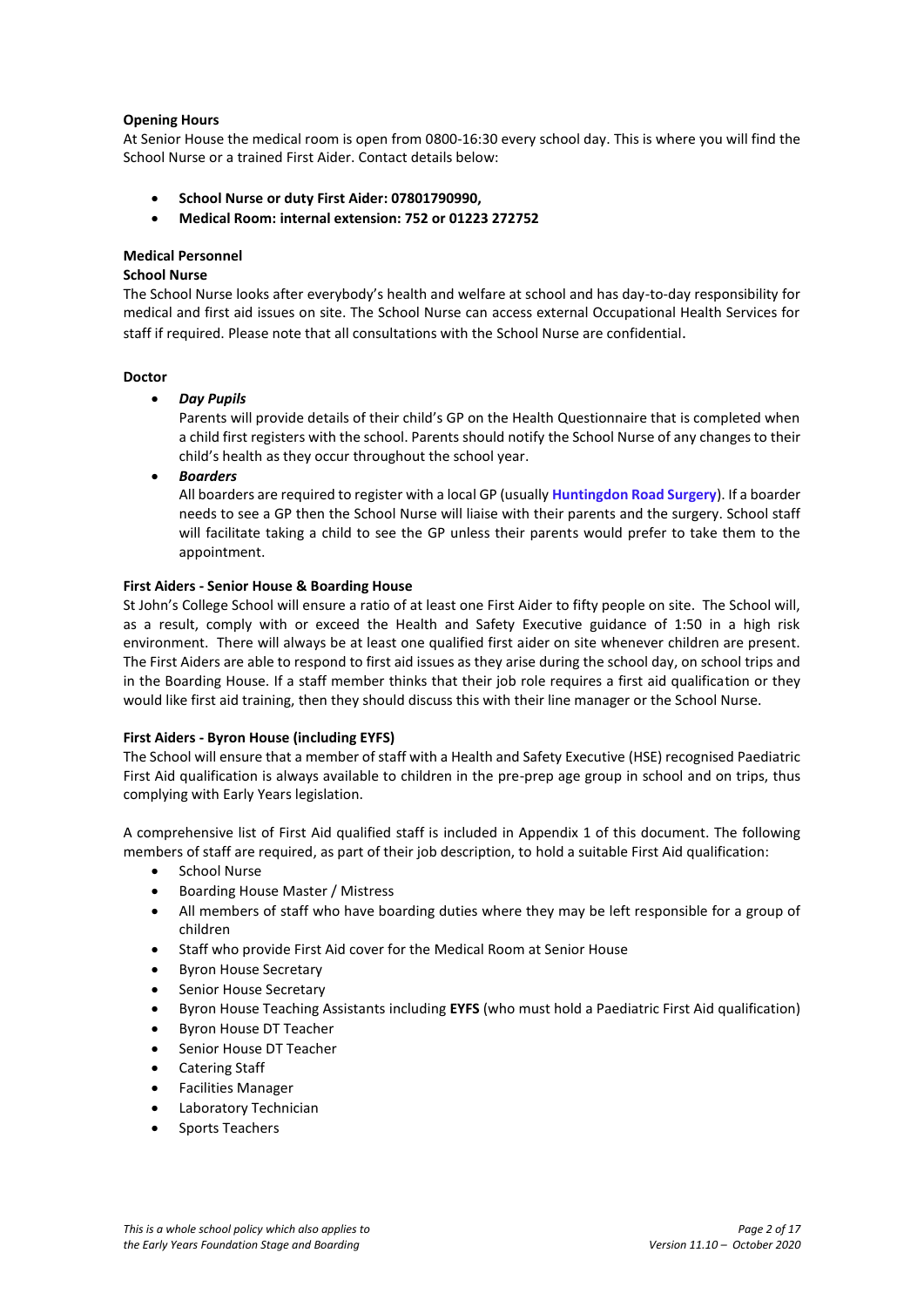**Opening Hours**

At Senior House the medical room is open from 0800-16:30 every school day. This is where you will find the School Nurse or a trained First Aider. Contact details below:

- **School Nurse or duty First Aider: 07801790990,**
- **Medical Room: internal extension: 752 or 01223 272752**

**Medical Personnel**

**School Nurse**

The School Nurse looks after everybody's health and welfare at school and has day-to-day responsibility for medical and first aid issues on site. The School Nurse can access external Occupational Health Services for staff if required. Please note that all consultations with the School Nurse are confidential.

**Doctor**

- ***Day Pupils***

  Parents will provide details of their child's GP on the Health Questionnaire that is completed when a child first registers with the school. Parents should notify the School Nurse of any changes to their child's health as they occur throughout the school year.

- ***Boarders***

  All boarders are required to register with a local GP (usually **Huntingdon Road Surgery**). If a boarder needs to see a GP then the School Nurse will liaise with their parents and the surgery. School staff will facilitate taking a child to see the GP unless their parents would prefer to take them to the appointment.

**First Aiders - Senior House & Boarding House**

St John's College School will ensure a ratio of at least one First Aider to fifty people on site. The School will, as a result, comply with or exceed the Health and Safety Executive guidance of 1:50 in a high risk environment. There will always be at least one qualified first aider on site whenever children are present. The First Aiders are able to respond to first aid issues as they arise during the school day, on school trips and in the Boarding House. If a staff member thinks that their job role requires a first aid qualification or they would like first aid training, then they should discuss this with their line manager or the School Nurse.

**First Aiders - Byron House (including EYFS)**

The School will ensure that a member of staff with a Health and Safety Executive (HSE) recognised Paediatric First Aid qualification is always available to children in the pre-prep age group in school and on trips, thus complying with Early Years legislation.

A comprehensive list of First Aid qualified staff is included in Appendix 1 of this document. The following members of staff are required, as part of their job description, to hold a suitable First Aid qualification:

- School Nurse
- Boarding House Master / Mistress
- All members of staff who have boarding duties where they may be left responsible for a group of children
- Staff who provide First Aid cover for the Medical Room at Senior House
- Byron House Secretary
- Senior House Secretary
- Byron House Teaching Assistants including **EYFS** (who must hold a Paediatric First Aid qualification)
- Byron House DT Teacher
- Senior House DT Teacher
- Catering Staff
- Facilities Manager
- Laboratory Technician
- Sports Teachers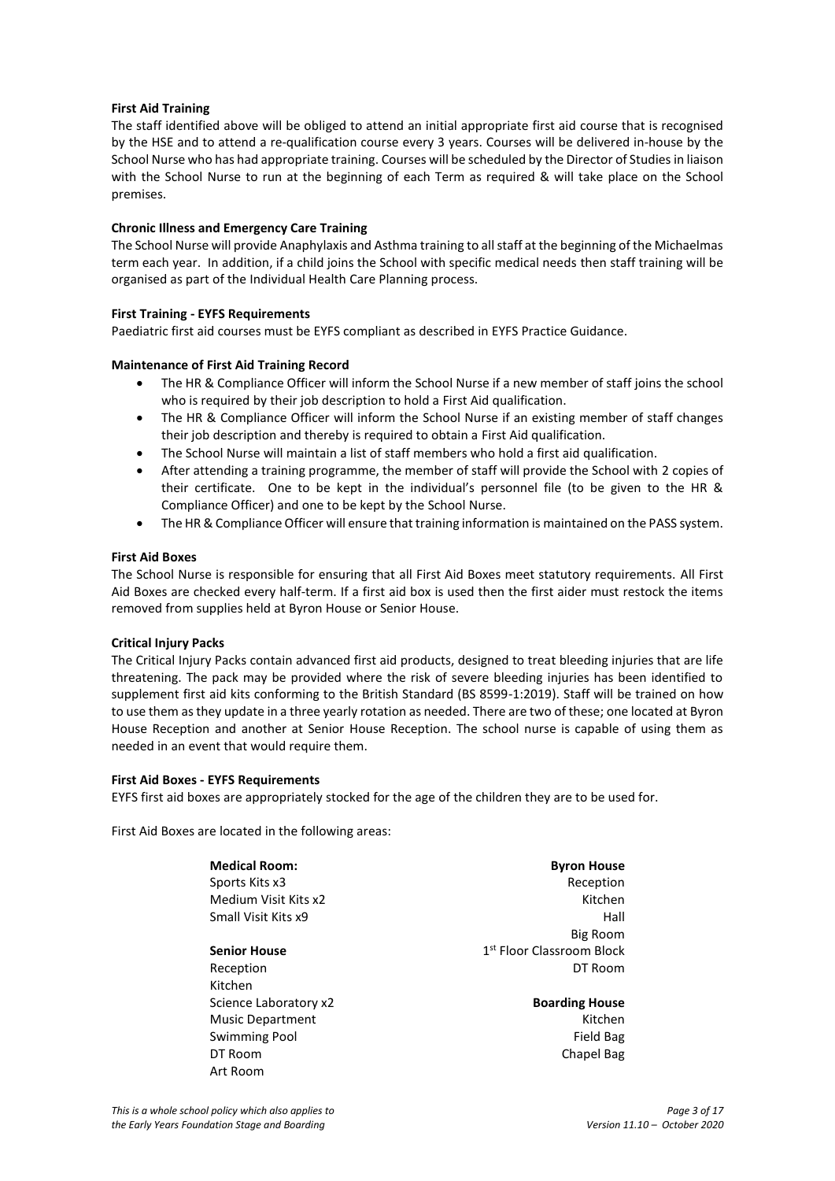**First Aid Training**

The staff identified above will be obliged to attend an initial appropriate first aid course that is recognised by the HSE and to attend a re-qualification course every 3 years. Courses will be delivered in-house by the School Nurse who has had appropriate training. Courses will be scheduled by the Director of Studies in liaison with the School Nurse to run at the beginning of each Term as required & will take place on the School premises.

**Chronic Illness and Emergency Care Training**

The School Nurse will provide Anaphylaxis and Asthma training to all staff at the beginning of the Michaelmas term each year. In addition, if a child joins the School with specific medical needs then staff training will be organised as part of the Individual Health Care Planning process.

**First Training - EYFS Requirements**

Paediatric first aid courses must be EYFS compliant as described in EYFS Practice Guidance.

**Maintenance of First Aid Training Record**

- The HR & Compliance Officer will inform the School Nurse if a new member of staff joins the school who is required by their job description to hold a First Aid qualification.
- The HR & Compliance Officer will inform the School Nurse if an existing member of staff changes their job description and thereby is required to obtain a First Aid qualification.
- The School Nurse will maintain a list of staff members who hold a first aid qualification.
- After attending a training programme, the member of staff will provide the School with 2 copies of their certificate. One to be kept in the individual's personnel file (to be given to the HR & Compliance Officer) and one to be kept by the School Nurse.
- The HR & Compliance Officer will ensure that training information is maintained on the PASS system.

**First Aid Boxes**

The School Nurse is responsible for ensuring that all First Aid Boxes meet statutory requirements. All First Aid Boxes are checked every half-term. If a first aid box is used then the first aider must restock the items removed from supplies held at Byron House or Senior House.

**Critical Injury Packs**

The Critical Injury Packs contain advanced first aid products, designed to treat bleeding injuries that are life threatening. The pack may be provided where the risk of severe bleeding injuries has been identified to supplement first aid kits conforming to the British Standard (BS 8599-1:2019). Staff will be trained on how to use them as they update in a three yearly rotation as needed. There are two of these; one located at Byron House Reception and another at Senior House Reception. The school nurse is capable of using them as needed in an event that would require them.

**First Aid Boxes - EYFS Requirements**

EYFS first aid boxes are appropriately stocked for the age of the children they are to be used for.

First Aid Boxes are located in the following areas:

**Medical Room:**
Sports Kits x3
Medium Visit Kits x2
Small Visit Kits x9

**Senior House**
Reception
Kitchen
Science Laboratory x2
Music Department
Swimming Pool
DT Room
Art Room

**Byron House**
Reception
Kitchen
Hall
Big Room
1st Floor Classroom Block
DT Room

**Boarding House**
Kitchen
Field Bag
Chapel Bag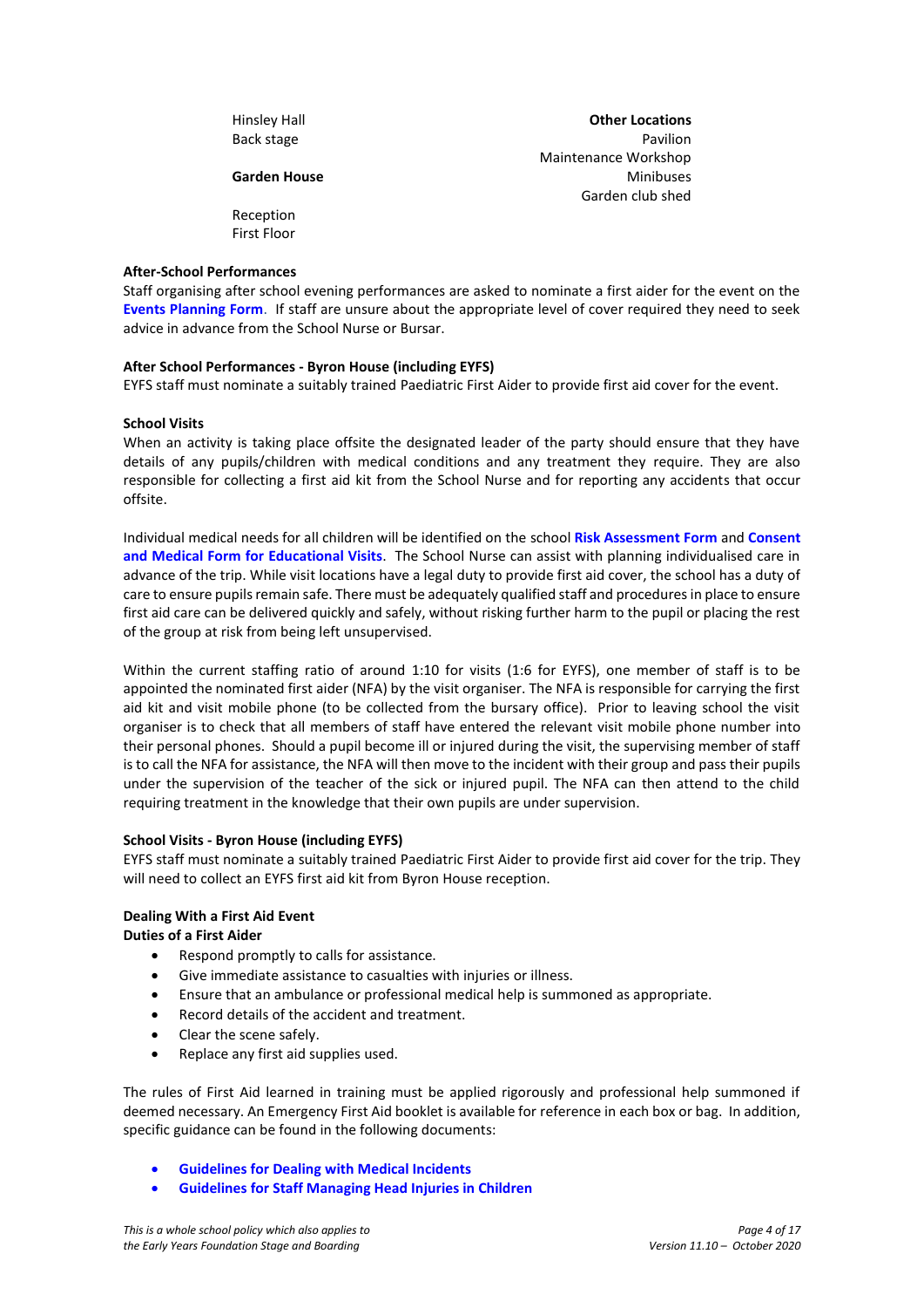Hinsley Hall
Back stage

**Garden House**

Reception
First Floor

**Other Locations**
Pavilion
Maintenance Workshop
Minibuses
Garden club shed

**After-School Performances**

Staff organising after school evening performances are asked to nominate a first aider for the event on the **Events Planning Form**. If staff are unsure about the appropriate level of cover required they need to seek advice in advance from the School Nurse or Bursar.

**After School Performances - Byron House (including EYFS)**

EYFS staff must nominate a suitably trained Paediatric First Aider to provide first aid cover for the event.

**School Visits**

When an activity is taking place offsite the designated leader of the party should ensure that they have details of any pupils/children with medical conditions and any treatment they require. They are also responsible for collecting a first aid kit from the School Nurse and for reporting any accidents that occur offsite.

Individual medical needs for all children will be identified on the school **Risk Assessment Form** and **Consent and Medical Form for Educational Visits**. The School Nurse can assist with planning individualised care in advance of the trip. While visit locations have a legal duty to provide first aid cover, the school has a duty of care to ensure pupils remain safe. There must be adequately qualified staff and procedures in place to ensure first aid care can be delivered quickly and safely, without risking further harm to the pupil or placing the rest of the group at risk from being left unsupervised.

Within the current staffing ratio of around 1:10 for visits (1:6 for EYFS), one member of staff is to be appointed the nominated first aider (NFA) by the visit organiser. The NFA is responsible for carrying the first aid kit and visit mobile phone (to be collected from the bursary office). Prior to leaving school the visit organiser is to check that all members of staff have entered the relevant visit mobile phone number into their personal phones. Should a pupil become ill or injured during the visit, the supervising member of staff is to call the NFA for assistance, the NFA will then move to the incident with their group and pass their pupils under the supervision of the teacher of the sick or injured pupil. The NFA can then attend to the child requiring treatment in the knowledge that their own pupils are under supervision.

**School Visits - Byron House (including EYFS)**

EYFS staff must nominate a suitably trained Paediatric First Aider to provide first aid cover for the trip. They will need to collect an EYFS first aid kit from Byron House reception.

**Dealing With a First Aid Event**

**Duties of a First Aider**

- Respond promptly to calls for assistance.
- Give immediate assistance to casualties with injuries or illness.
- Ensure that an ambulance or professional medical help is summoned as appropriate.
- Record details of the accident and treatment.
- Clear the scene safely.
- Replace any first aid supplies used.

The rules of First Aid learned in training must be applied rigorously and professional help summoned if deemed necessary. An Emergency First Aid booklet is available for reference in each box or bag. In addition, specific guidance can be found in the following documents:

- **Guidelines for Dealing with Medical Incidents**
- **Guidelines for Staff Managing Head Injuries in Children**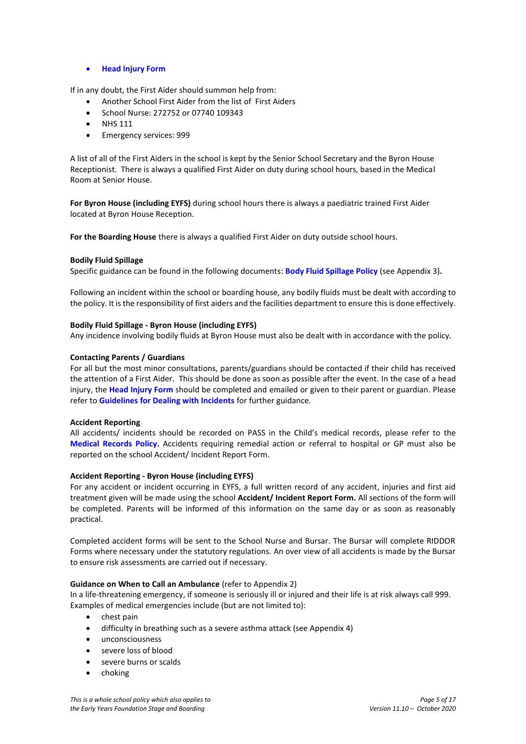- **Head Injury Form**

If in any doubt, the First Aider should summon help from:

- Another School First Aider from the list of First Aiders
- School Nurse: 272752 or 07740 109343
- NHS 111
- Emergency services: 999

A list of all of the First Aiders in the school is kept by the Senior School Secretary and the Byron House Receptionist. There is always a qualified First Aider on duty during school hours, based in the Medical Room at Senior House.

**For Byron House (including EYFS)** during school hours there is always a paediatric trained First Aider located at Byron House Reception.

**For the Boarding House** there is always a qualified First Aider on duty outside school hours.

**Bodily Fluid Spillage**

Specific guidance can be found in the following documents: **Body Fluid Spillage Policy** (see Appendix 3).

Following an incident within the school or boarding house, any bodily fluids must be dealt with according to the policy. It is the responsibility of first aiders and the facilities department to ensure this is done effectively.

**Bodily Fluid Spillage - Byron House (including EYFS)**

Any incidence involving bodily fluids at Byron House must also be dealt with in accordance with the policy.

**Contacting Parents / Guardians**

For all but the most minor consultations, parents/guardians should be contacted if their child has received the attention of a First Aider. This should be done as soon as possible after the event. In the case of a head injury, the **Head Injury Form** should be completed and emailed or given to their parent or guardian. Please refer to **Guidelines for Dealing with Incidents** for further guidance.

**Accident Reporting**

All accidents/ incidents should be recorded on PASS in the Child's medical records, please refer to the **Medical Records Policy.** Accidents requiring remedial action or referral to hospital or GP must also be reported on the school Accident/ Incident Report Form.

**Accident Reporting - Byron House (including EYFS)**

For any accident or incident occurring in EYFS, a full written record of any accident, injuries and first aid treatment given will be made using the school **Accident/ Incident Report Form.** All sections of the form will be completed. Parents will be informed of this information on the same day or as soon as reasonably practical.

Completed accident forms will be sent to the School Nurse and Bursar. The Bursar will complete RIDDOR Forms where necessary under the statutory regulations. An over view of all accidents is made by the Bursar to ensure risk assessments are carried out if necessary.

**Guidance on When to Call an Ambulance** (refer to Appendix 2)

In a life-threatening emergency, if someone is seriously ill or injured and their life is at risk always call 999. Examples of medical emergencies include (but are not limited to):

- chest pain
- difficulty in breathing such as a severe asthma attack (see Appendix 4)
- unconsciousness
- severe loss of blood
- severe burns or scalds
- choking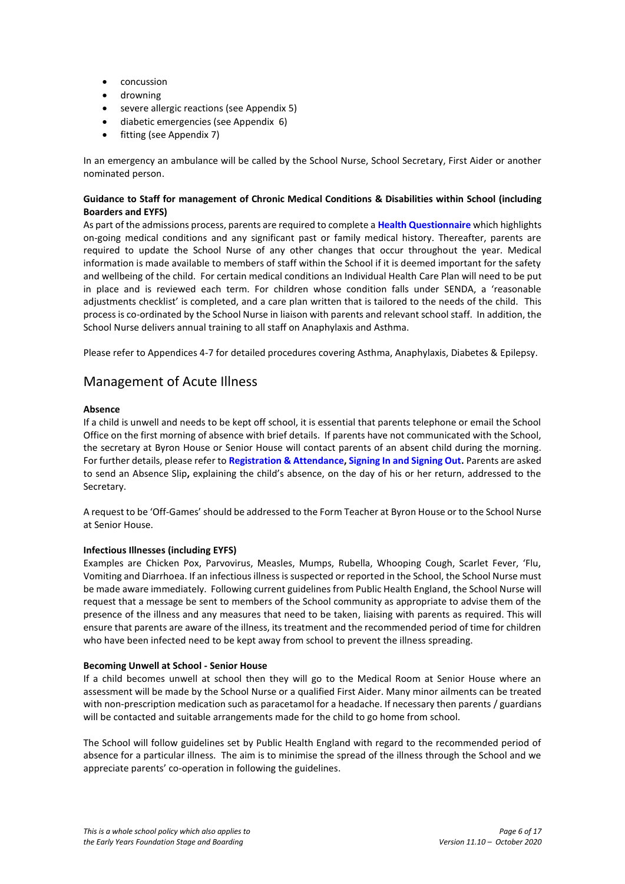- concussion
- drowning
- severe allergic reactions (see Appendix 5)
- diabetic emergencies (see Appendix 6)
- fitting (see Appendix 7)

In an emergency an ambulance will be called by the School Nurse, School Secretary, First Aider or another nominated person.

**Guidance to Staff for management of Chronic Medical Conditions & Disabilities within School (including Boarders and EYFS)**

As part of the admissions process, parents are required to complete a **Health Questionnaire** which highlights on-going medical conditions and any significant past or family medical history. Thereafter, parents are required to update the School Nurse of any other changes that occur throughout the year. Medical information is made available to members of staff within the School if it is deemed important for the safety and wellbeing of the child. For certain medical conditions an Individual Health Care Plan will need to be put in place and is reviewed each term. For children whose condition falls under SENDA, a 'reasonable adjustments checklist' is completed, and a care plan written that is tailored to the needs of the child. This process is co-ordinated by the School Nurse in liaison with parents and relevant school staff. In addition, the School Nurse delivers annual training to all staff on Anaphylaxis and Asthma.

Please refer to Appendices 4-7 for detailed procedures covering Asthma, Anaphylaxis, Diabetes & Epilepsy.

## Management of Acute Illness

**Absence**

If a child is unwell and needs to be kept off school, it is essential that parents telephone or email the School Office on the first morning of absence with brief details. If parents have not communicated with the School, the secretary at Byron House or Senior House will contact parents of an absent child during the morning. For further details, please refer to **Registration & Attendance**, **Signing In and Signing Out.** Parents are asked to send an Absence Slip**,** explaining the child's absence, on the day of his or her return, addressed to the Secretary.

A request to be 'Off-Games' should be addressed to the Form Teacher at Byron House or to the School Nurse at Senior House.

**Infectious Illnesses (including EYFS)**

Examples are Chicken Pox, Parvovirus, Measles, Mumps, Rubella, Whooping Cough, Scarlet Fever, 'Flu, Vomiting and Diarrhoea. If an infectious illness is suspected or reported in the School, the School Nurse must be made aware immediately. Following current guidelines from Public Health England, the School Nurse will request that a message be sent to members of the School community as appropriate to advise them of the presence of the illness and any measures that need to be taken, liaising with parents as required. This will ensure that parents are aware of the illness, its treatment and the recommended period of time for children who have been infected need to be kept away from school to prevent the illness spreading.

**Becoming Unwell at School - Senior House**

If a child becomes unwell at school then they will go to the Medical Room at Senior House where an assessment will be made by the School Nurse or a qualified First Aider. Many minor ailments can be treated with non-prescription medication such as paracetamol for a headache. If necessary then parents / guardians will be contacted and suitable arrangements made for the child to go home from school.

The School will follow guidelines set by Public Health England with regard to the recommended period of absence for a particular illness. The aim is to minimise the spread of the illness through the School and we appreciate parents' co-operation in following the guidelines.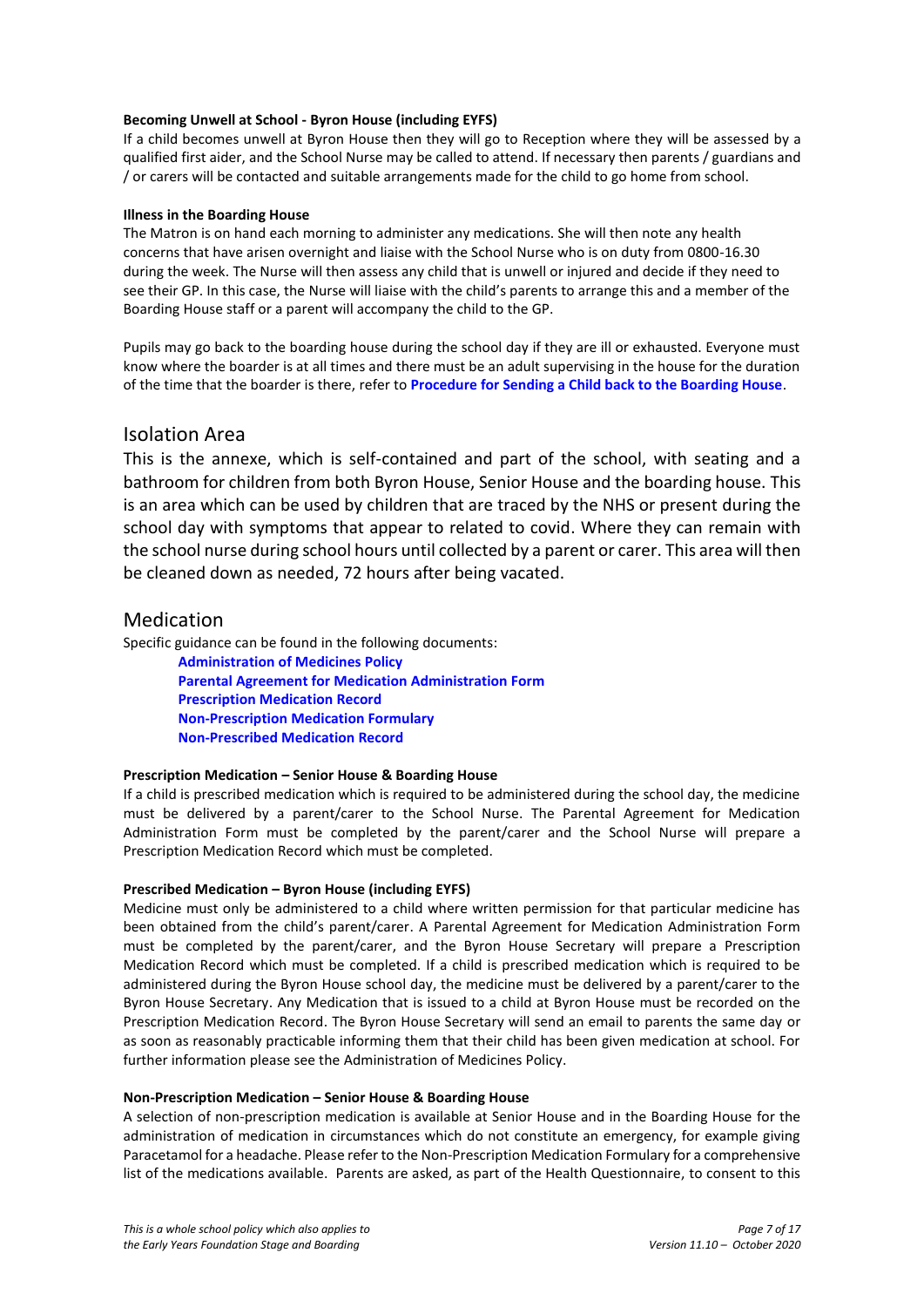**Becoming Unwell at School - Byron House (including EYFS)**

If a child becomes unwell at Byron House then they will go to Reception where they will be assessed by a qualified first aider, and the School Nurse may be called to attend. If necessary then parents / guardians and / or carers will be contacted and suitable arrangements made for the child to go home from school.

**Illness in the Boarding House**

The Matron is on hand each morning to administer any medications. She will then note any health concerns that have arisen overnight and liaise with the School Nurse who is on duty from 0800-16.30 during the week. The Nurse will then assess any child that is unwell or injured and decide if they need to see their GP. In this case, the Nurse will liaise with the child's parents to arrange this and a member of the Boarding House staff or a parent will accompany the child to the GP.

Pupils may go back to the boarding house during the school day if they are ill or exhausted. Everyone must know where the boarder is at all times and there must be an adult supervising in the house for the duration of the time that the boarder is there, refer to **Procedure for Sending a Child back to the Boarding House**.

## Isolation Area

This is the annexe, which is self-contained and part of the school, with seating and a bathroom for children from both Byron House, Senior House and the boarding house. This is an area which can be used by children that are traced by the NHS or present during the school day with symptoms that appear to related to covid. Where they can remain with the school nurse during school hours until collected by a parent or carer. This area will then be cleaned down as needed, 72 hours after being vacated.

## Medication

Specific guidance can be found in the following documents:

- **Administration of Medicines Policy**
- **Parental Agreement for Medication Administration Form**
- **Prescription Medication Record**
- **Non-Prescription Medication Formulary**
- **Non-Prescribed Medication Record**

**Prescription Medication – Senior House & Boarding House**

If a child is prescribed medication which is required to be administered during the school day, the medicine must be delivered by a parent/carer to the School Nurse. The Parental Agreement for Medication Administration Form must be completed by the parent/carer and the School Nurse will prepare a Prescription Medication Record which must be completed.

**Prescribed Medication – Byron House (including EYFS)**

Medicine must only be administered to a child where written permission for that particular medicine has been obtained from the child's parent/carer. A Parental Agreement for Medication Administration Form must be completed by the parent/carer, and the Byron House Secretary will prepare a Prescription Medication Record which must be completed. If a child is prescribed medication which is required to be administered during the Byron House school day, the medicine must be delivered by a parent/carer to the Byron House Secretary. Any Medication that is issued to a child at Byron House must be recorded on the Prescription Medication Record. The Byron House Secretary will send an email to parents the same day or as soon as reasonably practicable informing them that their child has been given medication at school. For further information please see the Administration of Medicines Policy.

**Non-Prescription Medication – Senior House & Boarding House**

A selection of non-prescription medication is available at Senior House and in the Boarding House for the administration of medication in circumstances which do not constitute an emergency, for example giving Paracetamol for a headache. Please refer to the Non-Prescription Medication Formulary for a comprehensive list of the medications available. Parents are asked, as part of the Health Questionnaire, to consent to this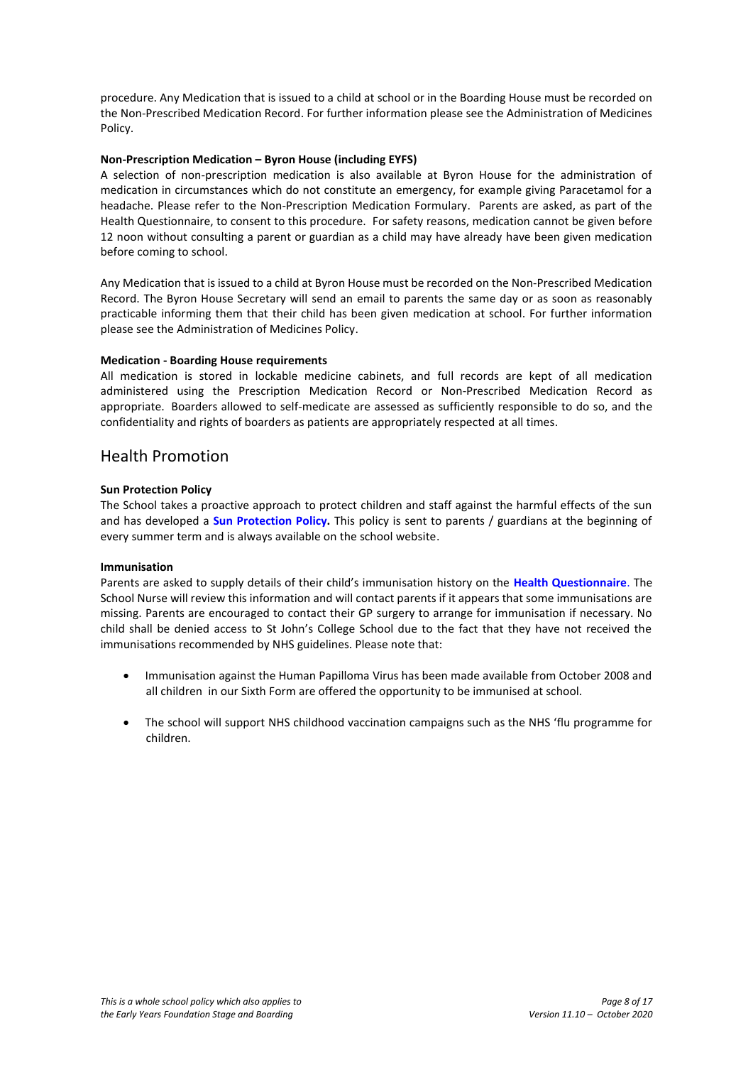procedure. Any Medication that is issued to a child at school or in the Boarding House must be recorded on the Non-Prescribed Medication Record. For further information please see the Administration of Medicines Policy.

**Non-Prescription Medication – Byron House (including EYFS)**

A selection of non-prescription medication is also available at Byron House for the administration of medication in circumstances which do not constitute an emergency, for example giving Paracetamol for a headache. Please refer to the Non-Prescription Medication Formulary. Parents are asked, as part of the Health Questionnaire, to consent to this procedure. For safety reasons, medication cannot be given before 12 noon without consulting a parent or guardian as a child may already have been given medication before coming to school.

Any Medication that is issued to a child at Byron House must be recorded on the Non-Prescribed Medication Record. The Byron House Secretary will send an email to parents the same day or as soon as reasonably practicable informing them that their child has been given medication at school. For further information please see the Administration of Medicines Policy.

**Medication - Boarding House requirements**

All medication is stored in lockable medicine cabinets, and full records are kept of all medication administered using the Prescription Medication Record or Non-Prescribed Medication Record as appropriate. Boarders allowed to self-medicate are assessed as sufficiently responsible to do so, and the confidentiality and rights of boarders as patients are appropriately respected at all times.

## Health Promotion

**Sun Protection Policy**

The School takes a proactive approach to protect children and staff against the harmful effects of the sun and has developed a **Sun Protection Policy.** This policy is sent to parents / guardians at the beginning of every summer term and is always available on the school website.

**Immunisation**

Parents are asked to supply details of their child's immunisation history on the **Health Questionnaire**. The School Nurse will review this information and will contact parents if it appears that some immunisations are missing. Parents are encouraged to contact their GP surgery to arrange for immunisation if necessary. No child shall be denied access to St John's College School due to the fact that they have not received the immunisations recommended by NHS guidelines. Please note that:

- Immunisation against the Human Papilloma Virus has been made available from October 2008 and all children in our Sixth Form are offered the opportunity to be immunised at school.
- The school will support NHS childhood vaccination campaigns such as the NHS 'flu programme for children.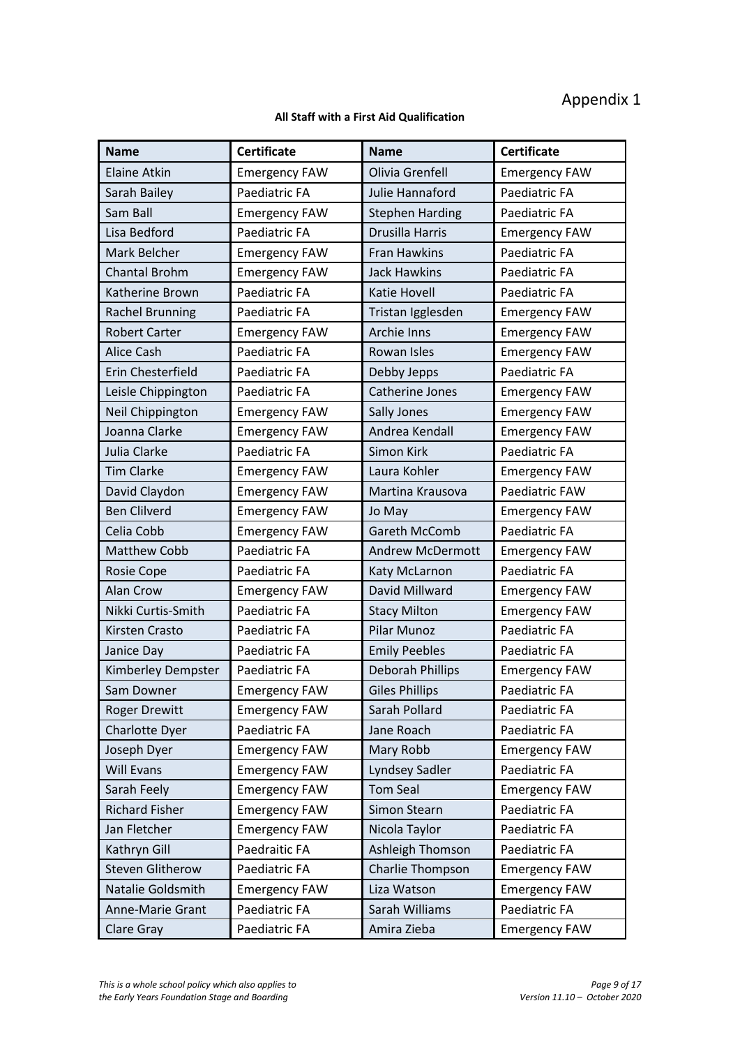Appendix 1

**All Staff with a First Aid Qualification**

| Name | Certificate | Name | Certificate |
|---|---|---|---|
| Elaine Atkin | Emergency FAW | Olivia Grenfell | Emergency FAW |
| Sarah Bailey | Paediatric FA | Julie Hannaford | Paediatric FA |
| Sam Ball | Emergency FAW | Stephen Harding | Paediatric FA |
| Lisa Bedford | Paediatric FA | Drusilla Harris | Emergency FAW |
| Mark Belcher | Emergency FAW | Fran Hawkins | Paediatric FA |
| Chantal Brohm | Emergency FAW | Jack Hawkins | Paediatric FA |
| Katherine Brown | Paediatric FA | Katie Hovell | Paediatric FA |
| Rachel Brunning | Paediatric FA | Tristan Igglesden | Emergency FAW |
| Robert Carter | Emergency FAW | Archie Inns | Emergency FAW |
| Alice Cash | Paediatric FA | Rowan Isles | Emergency FAW |
| Erin Chesterfield | Paediatric FA | Debby Jepps | Paediatric FA |
| Leisle Chippington | Paediatric FA | Catherine Jones | Emergency FAW |
| Neil Chippington | Emergency FAW | Sally Jones | Emergency FAW |
| Joanna Clarke | Emergency FAW | Andrea Kendall | Emergency FAW |
| Julia Clarke | Paediatric FA | Simon Kirk | Paediatric FA |
| Tim Clarke | Emergency FAW | Laura Kohler | Emergency FAW |
| David Claydon | Emergency FAW | Martina Krausova | Paediatric FAW |
| Ben Clilverd | Emergency FAW | Jo May | Emergency FAW |
| Celia Cobb | Emergency FAW | Gareth McComb | Paediatric FA |
| Matthew Cobb | Paediatric FA | Andrew McDermott | Emergency FAW |
| Rosie Cope | Paediatric FA | Katy McLarnon | Paediatric FA |
| Alan Crow | Emergency FAW | David Millward | Emergency FAW |
| Nikki Curtis-Smith | Paediatric FA | Stacy Milton | Emergency FAW |
| Kirsten Crasto | Paediatric FA | Pilar Munoz | Paediatric FA |
| Janice Day | Paediatric FA | Emily Peebles | Paediatric FA |
| Kimberley Dempster | Paediatric FA | Deborah Phillips | Emergency FAW |
| Sam Downer | Emergency FAW | Giles Phillips | Paediatric FA |
| Roger Drewitt | Emergency FAW | Sarah Pollard | Paediatric FA |
| Charlotte Dyer | Paediatric FA | Jane Roach | Paediatric FA |
| Joseph Dyer | Emergency FAW | Mary Robb | Emergency FAW |
| Will Evans | Emergency FAW | Lyndsey Sadler | Paediatric FA |
| Sarah Feely | Emergency FAW | Tom Seal | Emergency FAW |
| Richard Fisher | Emergency FAW | Simon Stearn | Paediatric FA |
| Jan Fletcher | Emergency FAW | Nicola Taylor | Paediatric FA |
| Kathryn Gill | Paedraitic FA | Ashleigh Thomson | Paediatric FA |
| Steven Glitherow | Paediatric FA | Charlie Thompson | Emergency FAW |
| Natalie Goldsmith | Emergency FAW | Liza Watson | Emergency FAW |
| Anne-Marie Grant | Paediatric FA | Sarah Williams | Paediatric FA |
| Clare Gray | Paediatric FA | Amira Zieba | Emergency FAW |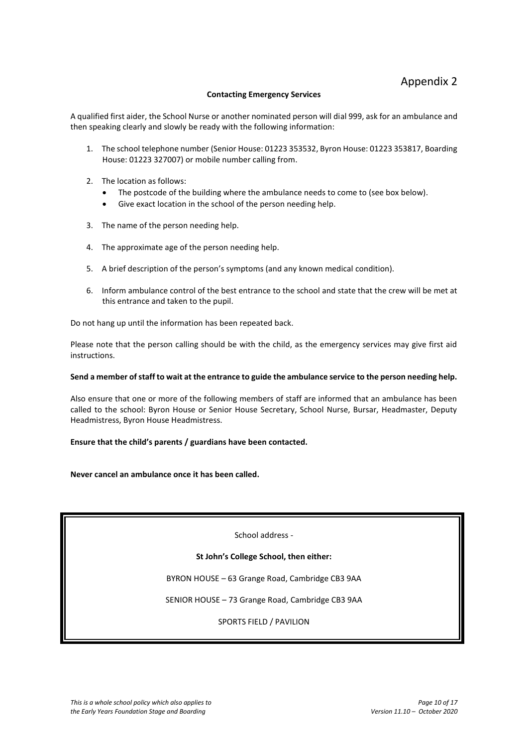# Appendix 2

## Contacting Emergency Services

A qualified first aider, the School Nurse or another nominated person will dial 999, ask for an ambulance and then speaking clearly and slowly be ready with the following information:

1. The school telephone number (Senior House: 01223 353532, Byron House: 01223 353817, Boarding House: 01223 327007) or mobile number calling from.

2. The location as follows:
   - The postcode of the building where the ambulance needs to come to (see box below).
   - Give exact location in the school of the person needing help.

3. The name of the person needing help.

4. The approximate age of the person needing help.

5. A brief description of the person's symptoms (and any known medical condition).

6. Inform ambulance control of the best entrance to the school and state that the crew will be met at this entrance and taken to the pupil.

Do not hang up until the information has been repeated back.

Please note that the person calling should be with the child, as the emergency services may give first aid instructions.

**Send a member of staff to wait at the entrance to guide the ambulance service to the person needing help.**

Also ensure that one or more of the following members of staff are informed that an ambulance has been called to the school: Byron House or Senior House Secretary, School Nurse, Bursar, Headmaster, Deputy Headmistress, Byron House Headmistress.

**Ensure that the child's parents / guardians have been contacted.**

**Never cancel an ambulance once it has been called.**

---

School address -

**St John's College School, then either:**

BYRON HOUSE – 63 Grange Road, Cambridge CB3 9AA

SENIOR HOUSE – 73 Grange Road, Cambridge CB3 9AA

SPORTS FIELD / PAVILION

---

*This is a whole school policy which also applies to the Early Years Foundation Stage and Boarding*

*Version 11.10 – October 2020*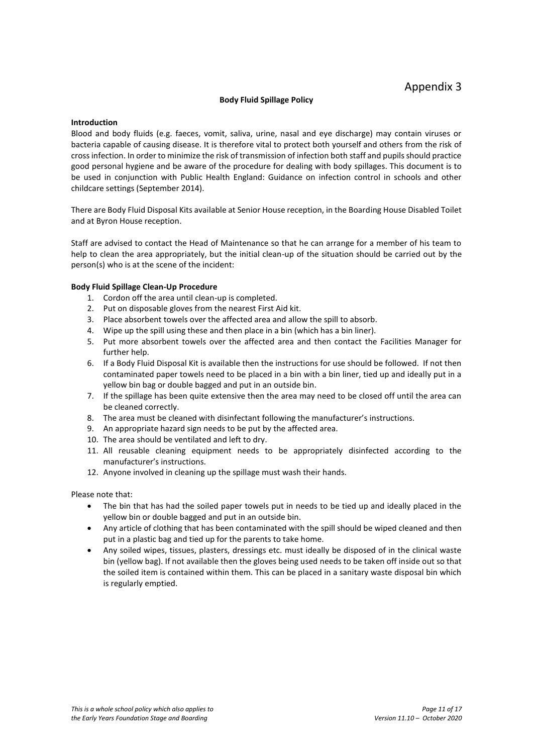# Appendix 3

**Body Fluid Spillage Policy**

**Introduction**

Blood and body fluids (e.g. faeces, vomit, saliva, urine, nasal and eye discharge) may contain viruses or bacteria capable of causing disease. It is therefore vital to protect both yourself and others from the risk of cross infection. In order to minimize the risk of transmission of infection both staff and pupils should practice good personal hygiene and be aware of the procedure for dealing with body spillages. This document is to be used in conjunction with Public Health England: Guidance on infection control in schools and other childcare settings (September 2014).

There are Body Fluid Disposal Kits available at Senior House reception, in the Boarding House Disabled Toilet and at Byron House reception.

Staff are advised to contact the Head of Maintenance so that he can arrange for a member of his team to help to clean the area appropriately, but the initial clean-up of the situation should be carried out by the person(s) who is at the scene of the incident:

**Body Fluid Spillage Clean-Up Procedure**

1. Cordon off the area until clean-up is completed.
2. Put on disposable gloves from the nearest First Aid kit.
3. Place absorbent towels over the affected area and allow the spill to absorb.
4. Wipe up the spill using these and then place in a bin (which has a bin liner).
5. Put more absorbent towels over the affected area and then contact the Facilities Manager for further help.
6. If a Body Fluid Disposal Kit is available then the instructions for use should be followed. If not then contaminated paper towels need to be placed in a bin with a bin liner, tied up and ideally put in a yellow bin bag or double bagged and put in an outside bin.
7. If the spillage has been quite extensive then the area may need to be closed off until the area can be cleaned correctly.
8. The area must be cleaned with disinfectant following the manufacturer's instructions.
9. An appropriate hazard sign needs to be put by the affected area.
10. The area should be ventilated and left to dry.
11. All reusable cleaning equipment needs to be appropriately disinfected according to the manufacturer's instructions.
12. Anyone involved in cleaning up the spillage must wash their hands.

Please note that:

- The bin that has had the soiled paper towels put in needs to be tied up and ideally placed in the yellow bin or double bagged and put in an outside bin.
- Any article of clothing that has been contaminated with the spill should be wiped cleaned and then put in a plastic bag and tied up for the parents to take home.
- Any soiled wipes, tissues, plasters, dressings etc. must ideally be disposed of in the clinical waste bin (yellow bag). If not available then the gloves being used needs to be taken off inside out so that the soiled item is contained within them. This can be placed in a sanitary waste disposal bin which is regularly emptied.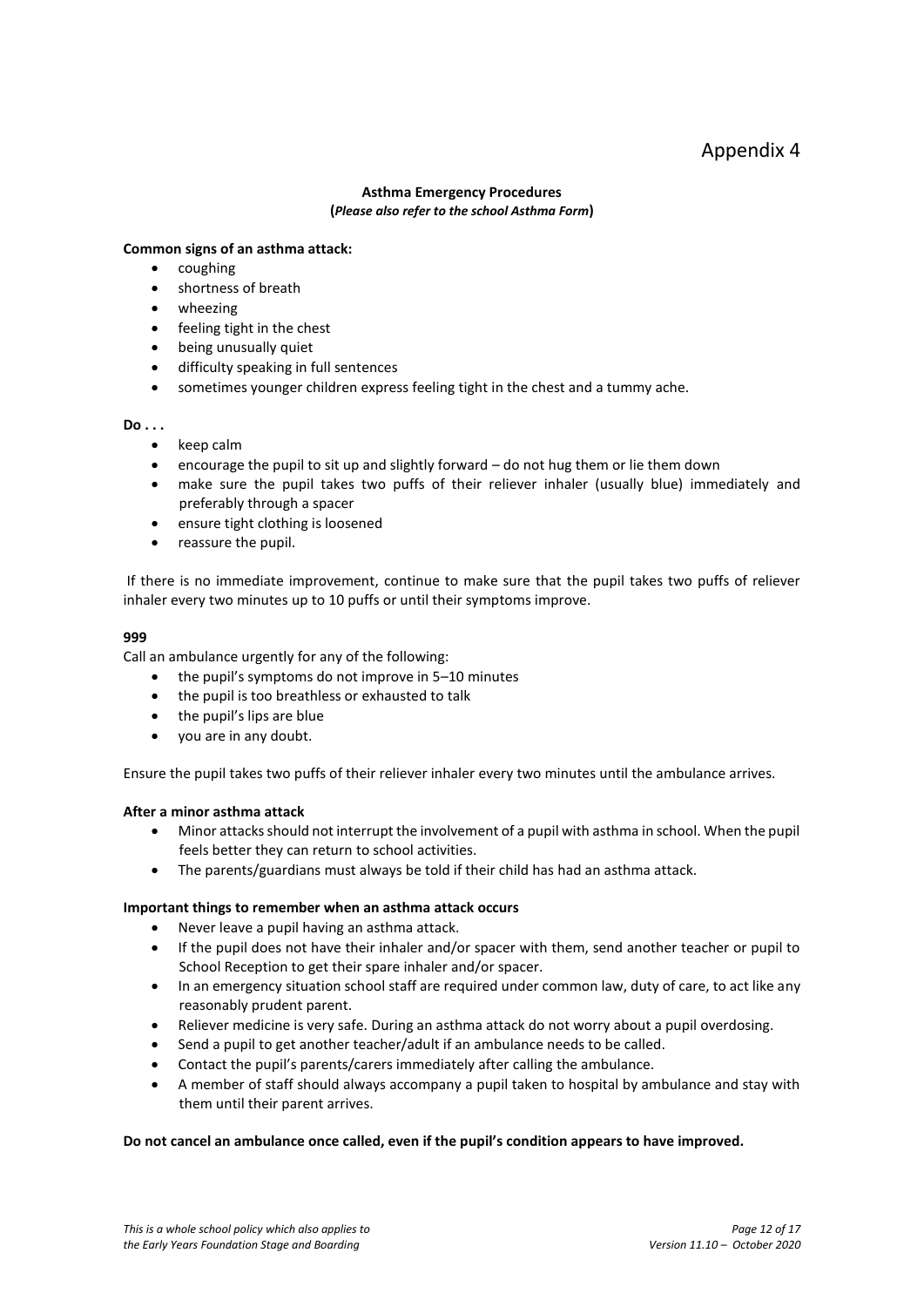# Appendix 4

## Asthma Emergency Procedures

**(*Please also refer to the school Asthma Form*)**

**Common signs of an asthma attack:**

- coughing
- shortness of breath
- wheezing
- feeling tight in the chest
- being unusually quiet
- difficulty speaking in full sentences
- sometimes younger children express feeling tight in the chest and a tummy ache.

**Do . . .**

- keep calm
- encourage the pupil to sit up and slightly forward – do not hug them or lie them down
- make sure the pupil takes two puffs of their reliever inhaler (usually blue) immediately and preferably through a spacer
- ensure tight clothing is loosened
- reassure the pupil.

If there is no immediate improvement, continue to make sure that the pupil takes two puffs of reliever inhaler every two minutes up to 10 puffs or until their symptoms improve.

**999**

Call an ambulance urgently for any of the following:

- the pupil's symptoms do not improve in 5–10 minutes
- the pupil is too breathless or exhausted to talk
- the pupil's lips are blue
- you are in any doubt.

Ensure the pupil takes two puffs of their reliever inhaler every two minutes until the ambulance arrives.

**After a minor asthma attack**

- Minor attacks should not interrupt the involvement of a pupil with asthma in school. When the pupil feels better they can return to school activities.
- The parents/guardians must always be told if their child has had an asthma attack.

**Important things to remember when an asthma attack occurs**

- Never leave a pupil having an asthma attack.
- If the pupil does not have their inhaler and/or spacer with them, send another teacher or pupil to School Reception to get their spare inhaler and/or spacer.
- In an emergency situation school staff are required under common law, duty of care, to act like any reasonably prudent parent.
- Reliever medicine is very safe. During an asthma attack do not worry about a pupil overdosing.
- Send a pupil to get another teacher/adult if an ambulance needs to be called.
- Contact the pupil's parents/carers immediately after calling the ambulance.
- A member of staff should always accompany a pupil taken to hospital by ambulance and stay with them until their parent arrives.

**Do not cancel an ambulance once called, even if the pupil's condition appears to have improved.**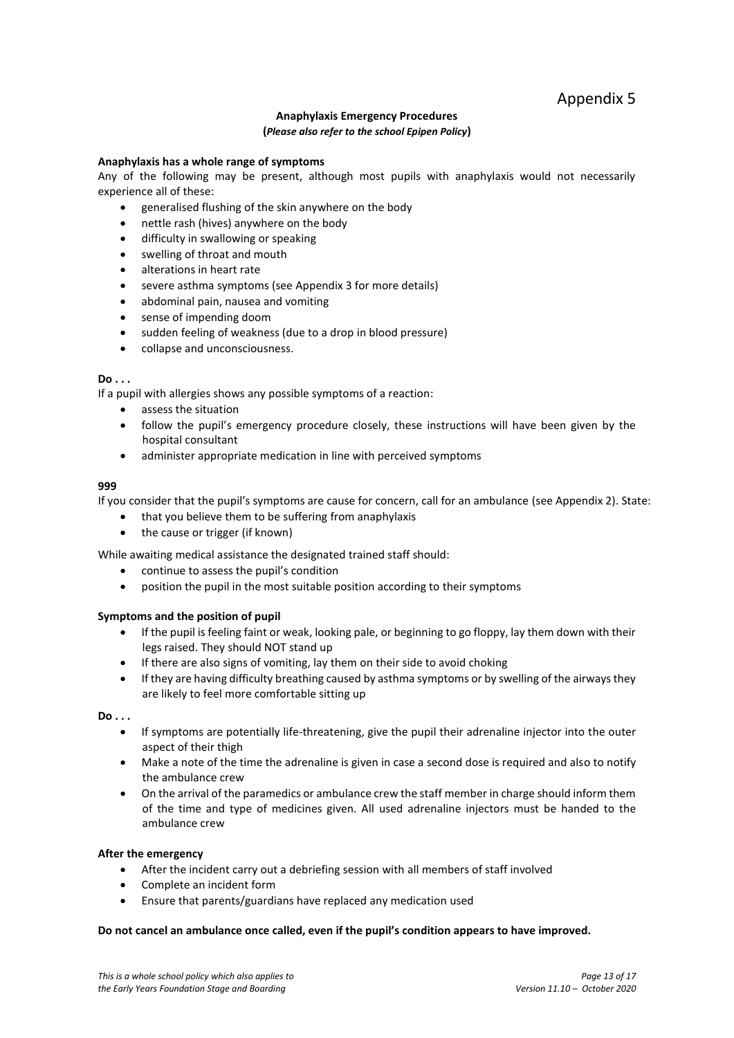# Appendix 5

## Anaphylaxis Emergency Procedures

**(*Please also refer to the school Epipen Policy*)**

**Anaphylaxis has a whole range of symptoms**

Any of the following may be present, although most pupils with anaphylaxis would not necessarily experience all of these:

- generalised flushing of the skin anywhere on the body
- nettle rash (hives) anywhere on the body
- difficulty in swallowing or speaking
- swelling of throat and mouth
- alterations in heart rate
- severe asthma symptoms (see Appendix 3 for more details)
- abdominal pain, nausea and vomiting
- sense of impending doom
- sudden feeling of weakness (due to a drop in blood pressure)
- collapse and unconsciousness.

**Do . . .**

If a pupil with allergies shows any possible symptoms of a reaction:

- assess the situation
- follow the pupil's emergency procedure closely, these instructions will have been given by the hospital consultant
- administer appropriate medication in line with perceived symptoms

**999**

If you consider that the pupil's symptoms are cause for concern, call for an ambulance (see Appendix 2). State:

- that you believe them to be suffering from anaphylaxis
- the cause or trigger (if known)

While awaiting medical assistance the designated trained staff should:

- continue to assess the pupil's condition
- position the pupil in the most suitable position according to their symptoms

**Symptoms and the position of pupil**

- If the pupil is feeling faint or weak, looking pale, or beginning to go floppy, lay them down with their legs raised. They should NOT stand up
- If there are also signs of vomiting, lay them on their side to avoid choking
- If they are having difficulty breathing caused by asthma symptoms or by swelling of the airways they are likely to feel more comfortable sitting up

**Do . . .**

- If symptoms are potentially life-threatening, give the pupil their adrenaline injector into the outer aspect of their thigh
- Make a note of the time the adrenaline is given in case a second dose is required and also to notify the ambulance crew
- On the arrival of the paramedics or ambulance crew the staff member in charge should inform them of the time and type of medicines given. All used adrenaline injectors must be handed to the ambulance crew

**After the emergency**

- After the incident carry out a debriefing session with all members of staff involved
- Complete an incident form
- Ensure that parents/guardians have replaced any medication used

**Do not cancel an ambulance once called, even if the pupil's condition appears to have improved.**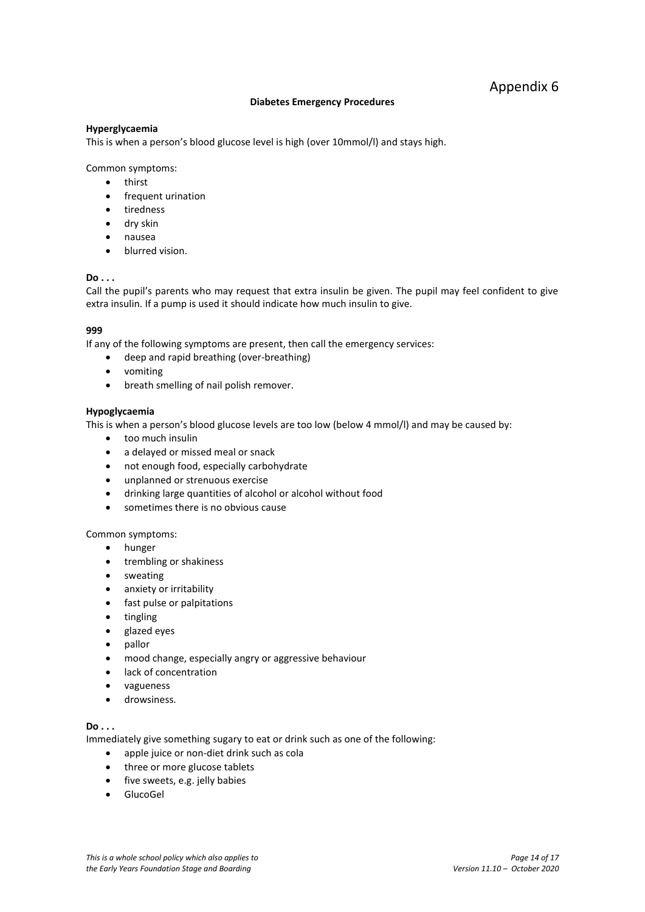# Appendix 6

## Diabetes Emergency Procedures

### Hyperglycaemia

This is when a person's blood glucose level is high (over 10mmol/l) and stays high.

Common symptoms:

- thirst
- frequent urination
- tiredness
- dry skin
- nausea
- blurred vision.

**Do . . .**

Call the pupil's parents who may request that extra insulin be given. The pupil may feel confident to give extra insulin. If a pump is used it should indicate how much insulin to give.

**999**

If any of the following symptoms are present, then call the emergency services:

- deep and rapid breathing (over-breathing)
- vomiting
- breath smelling of nail polish remover.

### Hypoglycaemia

This is when a person's blood glucose levels are too low (below 4 mmol/l) and may be caused by:

- too much insulin
- a delayed or missed meal or snack
- not enough food, especially carbohydrate
- unplanned or strenuous exercise
- drinking large quantities of alcohol or alcohol without food
- sometimes there is no obvious cause

Common symptoms:

- hunger
- trembling or shakiness
- sweating
- anxiety or irritability
- fast pulse or palpitations
- tingling
- glazed eyes
- pallor
- mood change, especially angry or aggressive behaviour
- lack of concentration
- vagueness
- drowsiness.

**Do . . .**

Immediately give something sugary to eat or drink such as one of the following:

- apple juice or non-diet drink such as cola
- three or more glucose tablets
- five sweets, e.g. jelly babies
- GlucoGel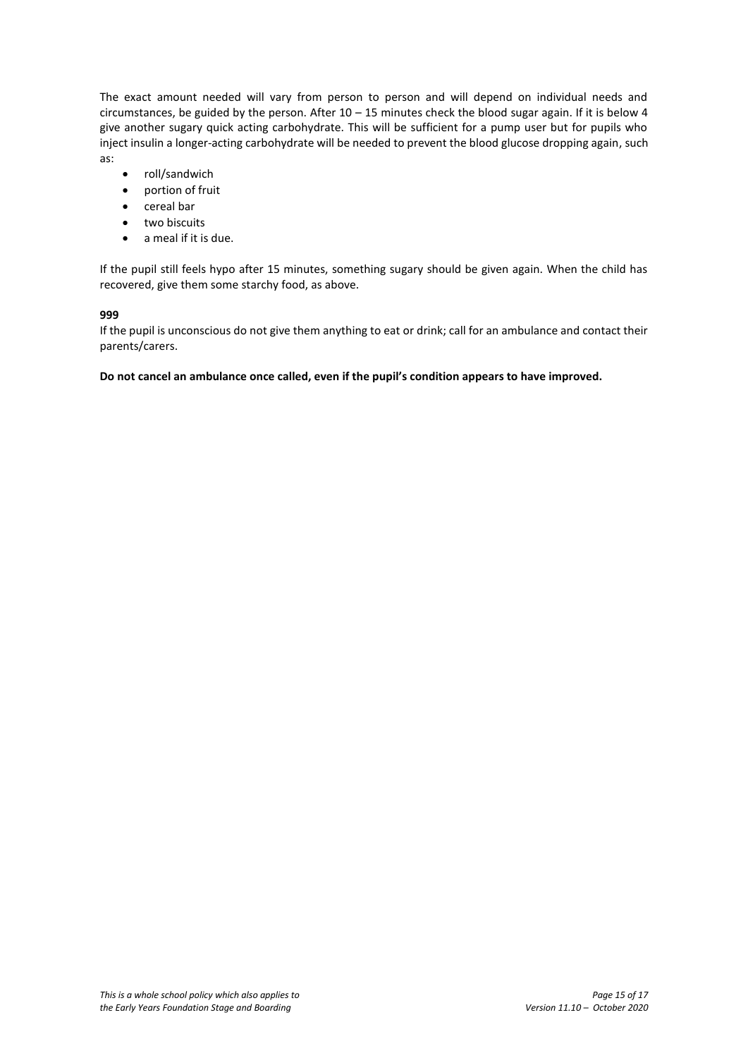The exact amount needed will vary from person to person and will depend on individual needs and circumstances, be guided by the person. After 10 – 15 minutes check the blood sugar again. If it is below 4 give another sugary quick acting carbohydrate. This will be sufficient for a pump user but for pupils who inject insulin a longer-acting carbohydrate will be needed to prevent the blood glucose dropping again, such as:

- roll/sandwich
- portion of fruit
- cereal bar
- two biscuits
- a meal if it is due.

If the pupil still feels hypo after 15 minutes, something sugary should be given again. When the child has recovered, give them some starchy food, as above.

**999**

If the pupil is unconscious do not give them anything to eat or drink; call for an ambulance and contact their parents/carers.

**Do not cancel an ambulance once called, even if the pupil's condition appears to have improved.**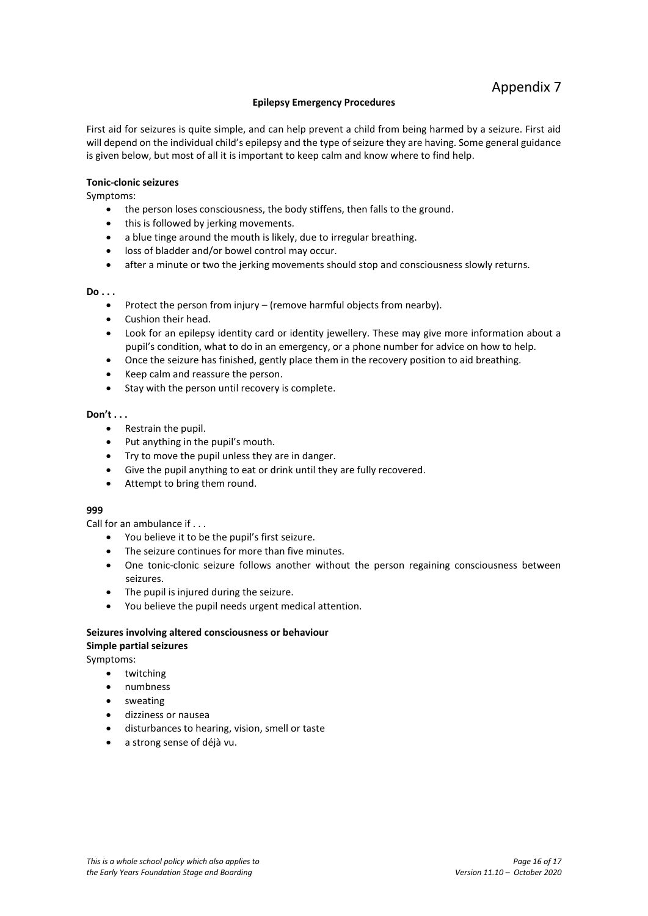# Appendix 7

## Epilepsy Emergency Procedures

First aid for seizures is quite simple, and can help prevent a child from being harmed by a seizure. First aid will depend on the individual child's epilepsy and the type of seizure they are having. Some general guidance is given below, but most of all it is important to keep calm and know where to find help.

### Tonic-clonic seizures

Symptoms:

- the person loses consciousness, the body stiffens, then falls to the ground.
- this is followed by jerking movements.
- a blue tinge around the mouth is likely, due to irregular breathing.
- loss of bladder and/or bowel control may occur.
- after a minute or two the jerking movements should stop and consciousness slowly returns.

**Do . . .**

- Protect the person from injury – (remove harmful objects from nearby).
- Cushion their head.
- Look for an epilepsy identity card or identity jewellery. These may give more information about a pupil's condition, what to do in an emergency, or a phone number for advice on how to help.
- Once the seizure has finished, gently place them in the recovery position to aid breathing.
- Keep calm and reassure the person.
- Stay with the person until recovery is complete.

**Don't . . .**

- Restrain the pupil.
- Put anything in the pupil's mouth.
- Try to move the pupil unless they are in danger.
- Give the pupil anything to eat or drink until they are fully recovered.
- Attempt to bring them round.

**999**

Call for an ambulance if . . .

- You believe it to be the pupil's first seizure.
- The seizure continues for more than five minutes.
- One tonic-clonic seizure follows another without the person regaining consciousness between seizures.
- The pupil is injured during the seizure.
- You believe the pupil needs urgent medical attention.

### Seizures involving altered consciousness or behaviour

#### Simple partial seizures

Symptoms:

- twitching
- numbness
- sweating
- dizziness or nausea
- disturbances to hearing, vision, smell or taste
- a strong sense of déjà vu.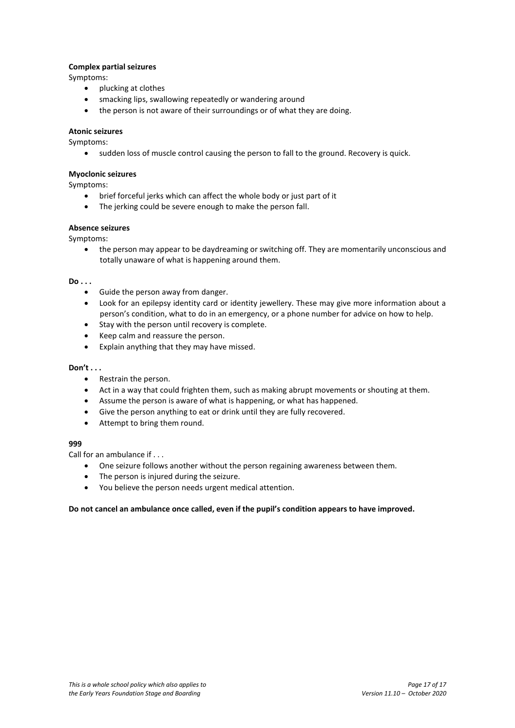**Complex partial seizures**

Symptoms:

- plucking at clothes
- smacking lips, swallowing repeatedly or wandering around
- the person is not aware of their surroundings or of what they are doing.

**Atonic seizures**

Symptoms:

- sudden loss of muscle control causing the person to fall to the ground. Recovery is quick.

**Myoclonic seizures**

Symptoms:

- brief forceful jerks which can affect the whole body or just part of it
- The jerking could be severe enough to make the person fall.

**Absence seizures**

Symptoms:

- the person may appear to be daydreaming or switching off. They are momentarily unconscious and totally unaware of what is happening around them.

**Do . . .**

- Guide the person away from danger.
- Look for an epilepsy identity card or identity jewellery. These may give more information about a person's condition, what to do in an emergency, or a phone number for advice on how to help.
- Stay with the person until recovery is complete.
- Keep calm and reassure the person.
- Explain anything that they may have missed.

**Don't . . .**

- Restrain the person.
- Act in a way that could frighten them, such as making abrupt movements or shouting at them.
- Assume the person is aware of what is happening, or what has happened.
- Give the person anything to eat or drink until they are fully recovered.
- Attempt to bring them round.

**999**

Call for an ambulance if . . .

- One seizure follows another without the person regaining awareness between them.
- The person is injured during the seizure.
- You believe the person needs urgent medical attention.

**Do not cancel an ambulance once called, even if the pupil's condition appears to have improved.**